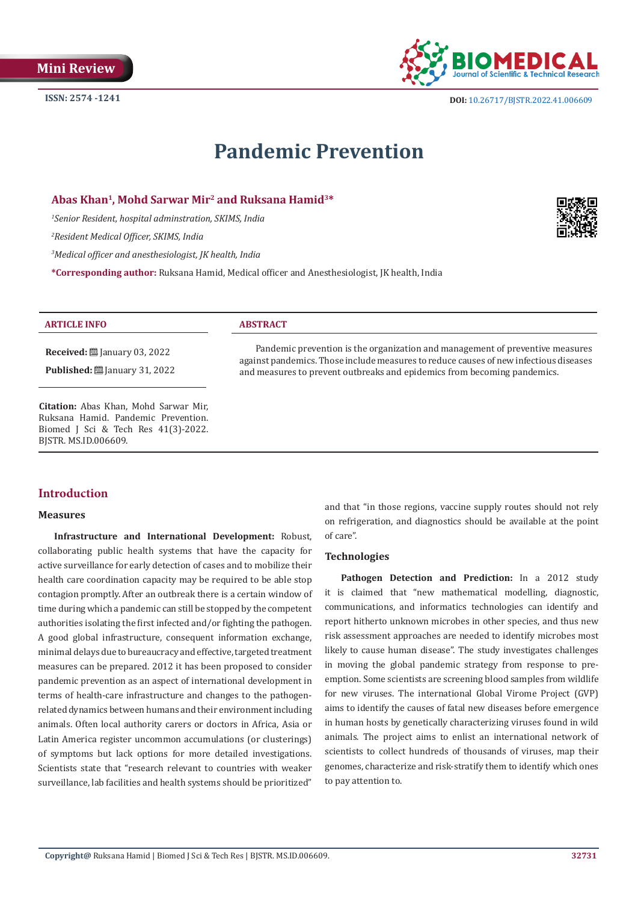Mini Review

ISSN: 2574 -1241

DOI: 10.26717/BJSTR.2022.41.006609

# Pandemic Prevention

**Abas Khan[1], Mohd Sarwar Mir[2] and Ruksana Hamid[3]***

*[1]Senior Resident, hospital adminstration, SKIMS, India*

*[2]Resident Medical Officer, SKIMS, India*

*[3]Medical officer and anesthesiologist, JK health, India*

***Corresponding author:** Ruksana Hamid, Medical officer and Anesthesiologist, JK health, India

**ARTICLE INFO**

**Received:** January 03, 2022

**Published:** January 31, 2022

**Citation:** Abas Khan, Mohd Sarwar Mir, Ruksana Hamid. Pandemic Prevention. Biomed J Sci & Tech Res 41(3)-2022. BJSTR. MS.ID.006609.

**ABSTRACT**

Pandemic prevention is the organization and management of preventive measures against pandemics. Those include measures to reduce causes of new infectious diseases and measures to prevent outbreaks and epidemics from becoming pandemics.

## Introduction

### Measures

**Infrastructure and International Development:** Robust, collaborating public health systems that have the capacity for active surveillance for early detection of cases and to mobilize their health care coordination capacity may be required to be able stop contagion promptly. After an outbreak there is a certain window of time during which a pandemic can still be stopped by the competent authorities isolating the first infected and/or fighting the pathogen. A good global infrastructure, consequent information exchange, minimal delays due to bureaucracy and effective, targeted treatment measures can be prepared. 2012 it has been proposed to consider pandemic prevention as an aspect of international development in terms of health-care infrastructure and changes to the pathogen-related dynamics between humans and their environment including animals. Often local authority carers or doctors in Africa, Asia or Latin America register uncommon accumulations (or clusterings) of symptoms but lack options for more detailed investigations. Scientists state that "research relevant to countries with weaker surveillance, lab facilities and health systems should be prioritized" and that "in those regions, vaccine supply routes should not rely on refrigeration, and diagnostics should be available at the point of care".

### Technologies

**Pathogen Detection and Prediction:** In a 2012 study it is claimed that "new mathematical modelling, diagnostic, communications, and informatics technologies can identify and report hitherto unknown microbes in other species, and thus new risk assessment approaches are needed to identify microbes most likely to cause human disease". The study investigates challenges in moving the global pandemic strategy from response to pre-emption. Some scientists are screening blood samples from wildlife for new viruses. The international Global Virome Project (GVP) aims to identify the causes of fatal new diseases before emergence in human hosts by genetically characterizing viruses found in wild animals. The project aims to enlist an international network of scientists to collect hundreds of thousands of viruses, map their genomes, characterize and risk-stratify them to identify which ones to pay attention to.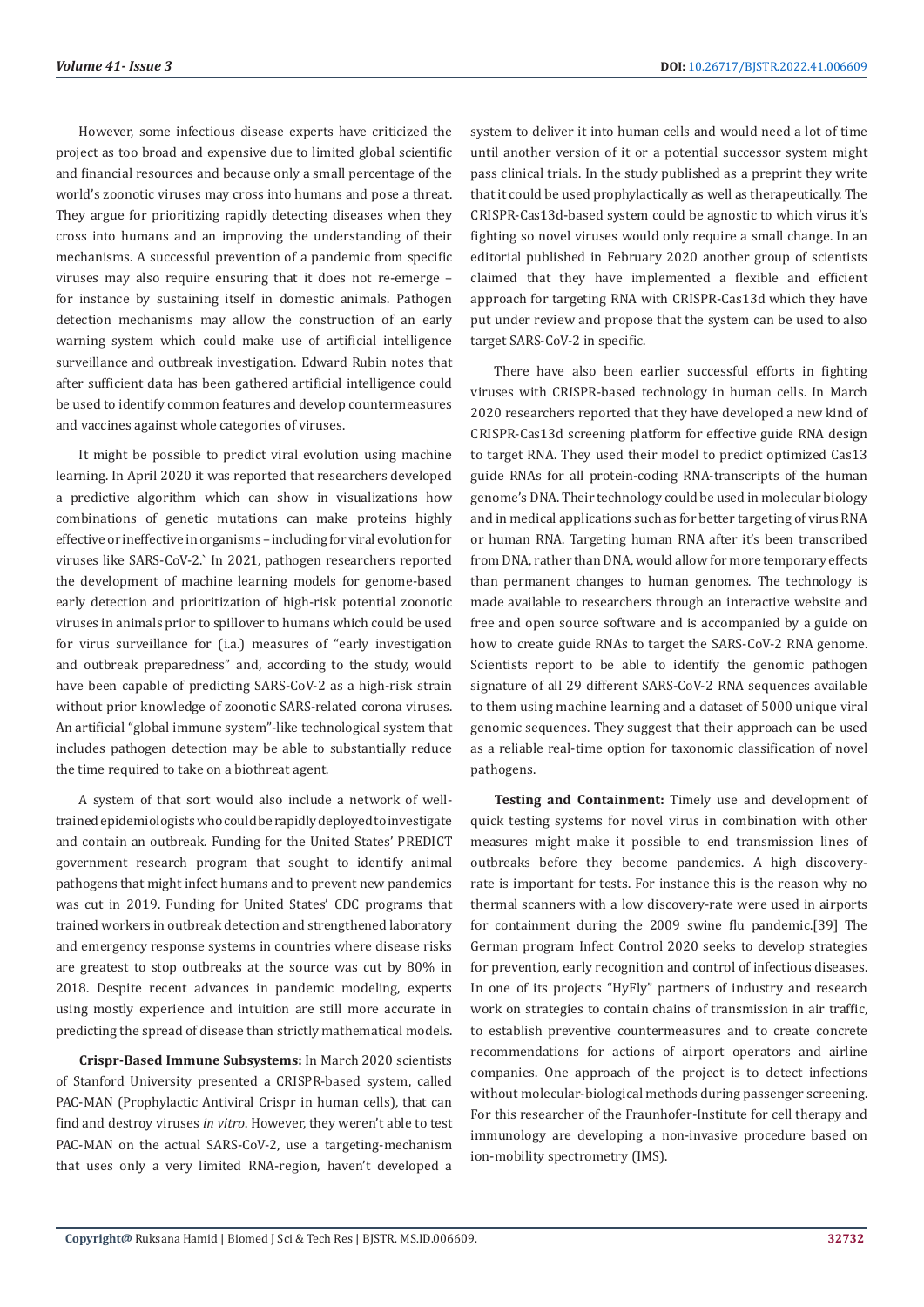However, some infectious disease experts have criticized the project as too broad and expensive due to limited global scientific and financial resources and because only a small percentage of the world's zoonotic viruses may cross into humans and pose a threat. They argue for prioritizing rapidly detecting diseases when they cross into humans and an improving the understanding of their mechanisms. A successful prevention of a pandemic from specific viruses may also require ensuring that it does not re-emerge – for instance by sustaining itself in domestic animals. Pathogen detection mechanisms may allow the construction of an early warning system which could make use of artificial intelligence surveillance and outbreak investigation. Edward Rubin notes that after sufficient data has been gathered artificial intelligence could be used to identify common features and develop countermeasures and vaccines against whole categories of viruses.

It might be possible to predict viral evolution using machine learning. In April 2020 it was reported that researchers developed a predictive algorithm which can show in visualizations how combinations of genetic mutations can make proteins highly effective or ineffective in organisms – including for viral evolution for viruses like SARS-CoV-2.` In 2021, pathogen researchers reported the development of machine learning models for genome-based early detection and prioritization of high-risk potential zoonotic viruses in animals prior to spillover to humans which could be used for virus surveillance for (i.a.) measures of "early investigation and outbreak preparedness" and, according to the study, would have been capable of predicting SARS-CoV-2 as a high-risk strain without prior knowledge of zoonotic SARS-related corona viruses. An artificial "global immune system"-like technological system that includes pathogen detection may be able to substantially reduce the time required to take on a biothreat agent.

A system of that sort would also include a network of well-trained epidemiologists who could be rapidly deployed to investigate and contain an outbreak. Funding for the United States' PREDICT government research program that sought to identify animal pathogens that might infect humans and to prevent new pandemics was cut in 2019. Funding for United States' CDC programs that trained workers in outbreak detection and strengthened laboratory and emergency response systems in countries where disease risks are greatest to stop outbreaks at the source was cut by 80% in 2018. Despite recent advances in pandemic modeling, experts using mostly experience and intuition are still more accurate in predicting the spread of disease than strictly mathematical models.

**Crispr-Based Immune Subsystems:** In March 2020 scientists of Stanford University presented a CRISPR-based system, called PAC-MAN (Prophylactic Antiviral Crispr in human cells), that can find and destroy viruses *in vitro*. However, they weren't able to test PAC-MAN on the actual SARS-CoV-2, use a targeting-mechanism that uses only a very limited RNA-region, haven't developed a system to deliver it into human cells and would need a lot of time until another version of it or a potential successor system might pass clinical trials. In the study published as a preprint they write that it could be used prophylactically as well as therapeutically. The CRISPR-Cas13d-based system could be agnostic to which virus it's fighting so novel viruses would only require a small change. In an editorial published in February 2020 another group of scientists claimed that they have implemented a flexible and efficient approach for targeting RNA with CRISPR-Cas13d which they have put under review and propose that the system can be used to also target SARS-CoV-2 in specific.

There have also been earlier successful efforts in fighting viruses with CRISPR-based technology in human cells. In March 2020 researchers reported that they have developed a new kind of CRISPR-Cas13d screening platform for effective guide RNA design to target RNA. They used their model to predict optimized Cas13 guide RNAs for all protein-coding RNA-transcripts of the human genome's DNA. Their technology could be used in molecular biology and in medical applications such as for better targeting of virus RNA or human RNA. Targeting human RNA after it's been transcribed from DNA, rather than DNA, would allow for more temporary effects than permanent changes to human genomes. The technology is made available to researchers through an interactive website and free and open source software and is accompanied by a guide on how to create guide RNAs to target the SARS-CoV-2 RNA genome. Scientists report to be able to identify the genomic pathogen signature of all 29 different SARS-CoV-2 RNA sequences available to them using machine learning and a dataset of 5000 unique viral genomic sequences. They suggest that their approach can be used as a reliable real-time option for taxonomic classification of novel pathogens.

**Testing and Containment:** Timely use and development of quick testing systems for novel virus in combination with other measures might make it possible to end transmission lines of outbreaks before they become pandemics. A high discovery-rate is important for tests. For instance this is the reason why no thermal scanners with a low discovery-rate were used in airports for containment during the 2009 swine flu pandemic.[39] The German program Infect Control 2020 seeks to develop strategies for prevention, early recognition and control of infectious diseases. In one of its projects "HyFly" partners of industry and research work on strategies to contain chains of transmission in air traffic, to establish preventive countermeasures and to create concrete recommendations for actions of airport operators and airline companies. One approach of the project is to detect infections without molecular-biological methods during passenger screening. For this researcher of the Fraunhofer-Institute for cell therapy and immunology are developing a non-invasive procedure based on ion-mobility spectrometry (IMS).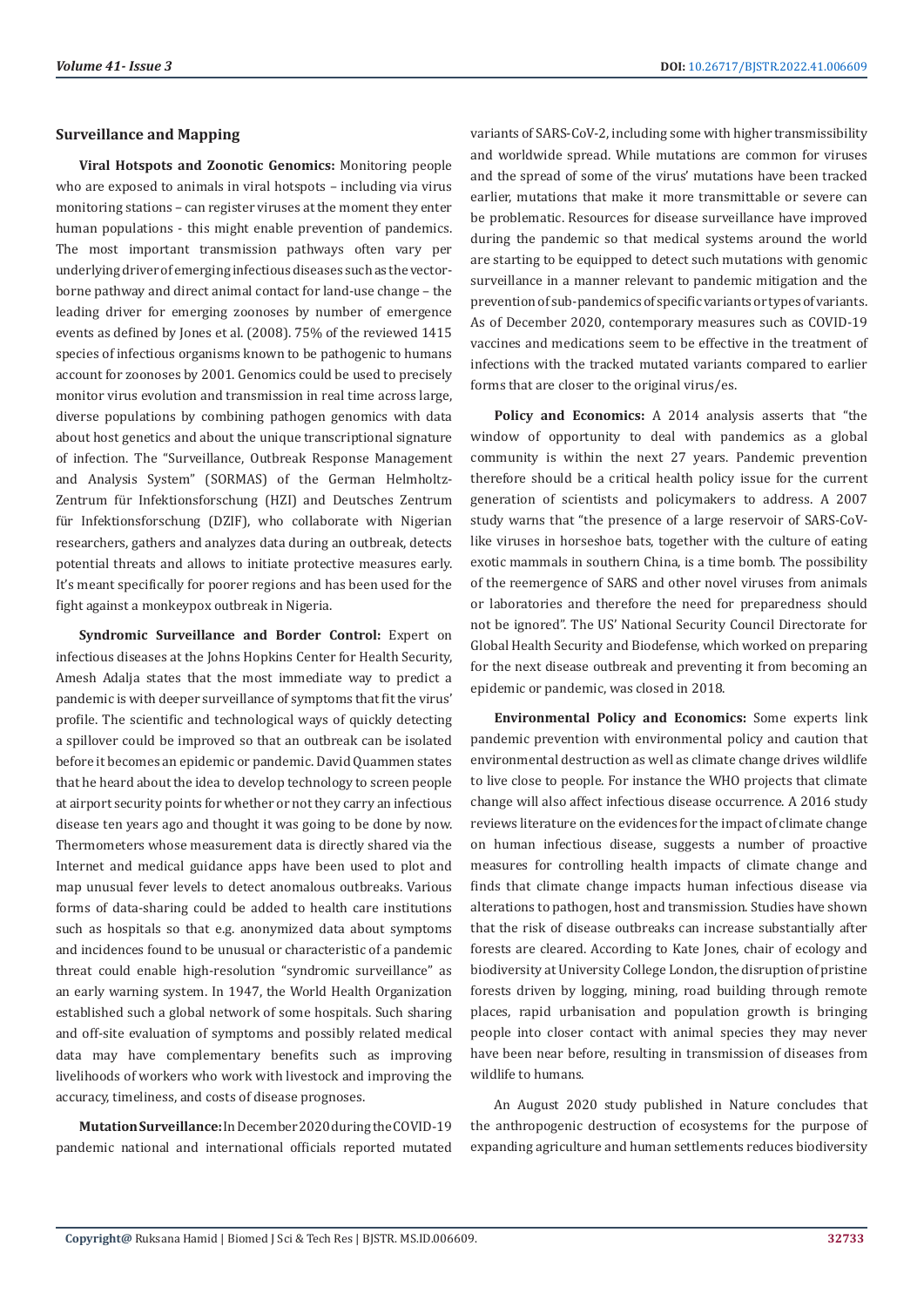## Surveillance and Mapping

**Viral Hotspots and Zoonotic Genomics:** Monitoring people who are exposed to animals in viral hotspots – including via virus monitoring stations – can register viruses at the moment they enter human populations - this might enable prevention of pandemics. The most important transmission pathways often vary per underlying driver of emerging infectious diseases such as the vector-borne pathway and direct animal contact for land-use change – the leading driver for emerging zoonoses by number of emergence events as defined by Jones et al. (2008). 75% of the reviewed 1415 species of infectious organisms known to be pathogenic to humans account for zoonoses by 2001. Genomics could be used to precisely monitor virus evolution and transmission in real time across large, diverse populations by combining pathogen genomics with data about host genetics and about the unique transcriptional signature of infection. The "Surveillance, Outbreak Response Management and Analysis System" (SORMAS) of the German Helmholtz-Zentrum für Infektionsforschung (HZI) and Deutsches Zentrum für Infektionsforschung (DZIF), who collaborate with Nigerian researchers, gathers and analyzes data during an outbreak, detects potential threats and allows to initiate protective measures early. It's meant specifically for poorer regions and has been used for the fight against a monkeypox outbreak in Nigeria.

**Syndromic Surveillance and Border Control:** Expert on infectious diseases at the Johns Hopkins Center for Health Security, Amesh Adalja states that the most immediate way to predict a pandemic is with deeper surveillance of symptoms that fit the virus' profile. The scientific and technological ways of quickly detecting a spillover could be improved so that an outbreak can be isolated before it becomes an epidemic or pandemic. David Quammen states that he heard about the idea to develop technology to screen people at airport security points for whether or not they carry an infectious disease ten years ago and thought it was going to be done by now. Thermometers whose measurement data is directly shared via the Internet and medical guidance apps have been used to plot and map unusual fever levels to detect anomalous outbreaks. Various forms of data-sharing could be added to health care institutions such as hospitals so that e.g. anonymized data about symptoms and incidences found to be unusual or characteristic of a pandemic threat could enable high-resolution "syndromic surveillance" as an early warning system. In 1947, the World Health Organization established such a global network of some hospitals. Such sharing and off-site evaluation of symptoms and possibly related medical data may have complementary benefits such as improving livelihoods of workers who work with livestock and improving the accuracy, timeliness, and costs of disease prognoses.

**Mutation Surveillance:** In December 2020 during the COVID-19 pandemic national and international officials reported mutated variants of SARS-CoV-2, including some with higher transmissibility and worldwide spread. While mutations are common for viruses and the spread of some of the virus' mutations have been tracked earlier, mutations that make it more transmittable or severe can be problematic. Resources for disease surveillance have improved during the pandemic so that medical systems around the world are starting to be equipped to detect such mutations with genomic surveillance in a manner relevant to pandemic mitigation and the prevention of sub-pandemics of specific variants or types of variants. As of December 2020, contemporary measures such as COVID-19 vaccines and medications seem to be effective in the treatment of infections with the tracked mutated variants compared to earlier forms that are closer to the original virus/es.

**Policy and Economics:** A 2014 analysis asserts that "the window of opportunity to deal with pandemics as a global community is within the next 27 years. Pandemic prevention therefore should be a critical health policy issue for the current generation of scientists and policymakers to address. A 2007 study warns that "the presence of a large reservoir of SARS-CoV-like viruses in horseshoe bats, together with the culture of eating exotic mammals in southern China, is a time bomb. The possibility of the reemergence of SARS and other novel viruses from animals or laboratories and therefore the need for preparedness should not be ignored". The US' National Security Council Directorate for Global Health Security and Biodefense, which worked on preparing for the next disease outbreak and preventing it from becoming an epidemic or pandemic, was closed in 2018.

**Environmental Policy and Economics:** Some experts link pandemic prevention with environmental policy and caution that environmental destruction as well as climate change drives wildlife to live close to people. For instance the WHO projects that climate change will also affect infectious disease occurrence. A 2016 study reviews literature on the evidences for the impact of climate change on human infectious disease, suggests a number of proactive measures for controlling health impacts of climate change and finds that climate change impacts human infectious disease via alterations to pathogen, host and transmission. Studies have shown that the risk of disease outbreaks can increase substantially after forests are cleared. According to Kate Jones, chair of ecology and biodiversity at University College London, the disruption of pristine forests driven by logging, mining, road building through remote places, rapid urbanisation and population growth is bringing people into closer contact with animal species they may never have been near before, resulting in transmission of diseases from wildlife to humans.

An August 2020 study published in Nature concludes that the anthropogenic destruction of ecosystems for the purpose of expanding agriculture and human settlements reduces biodiversity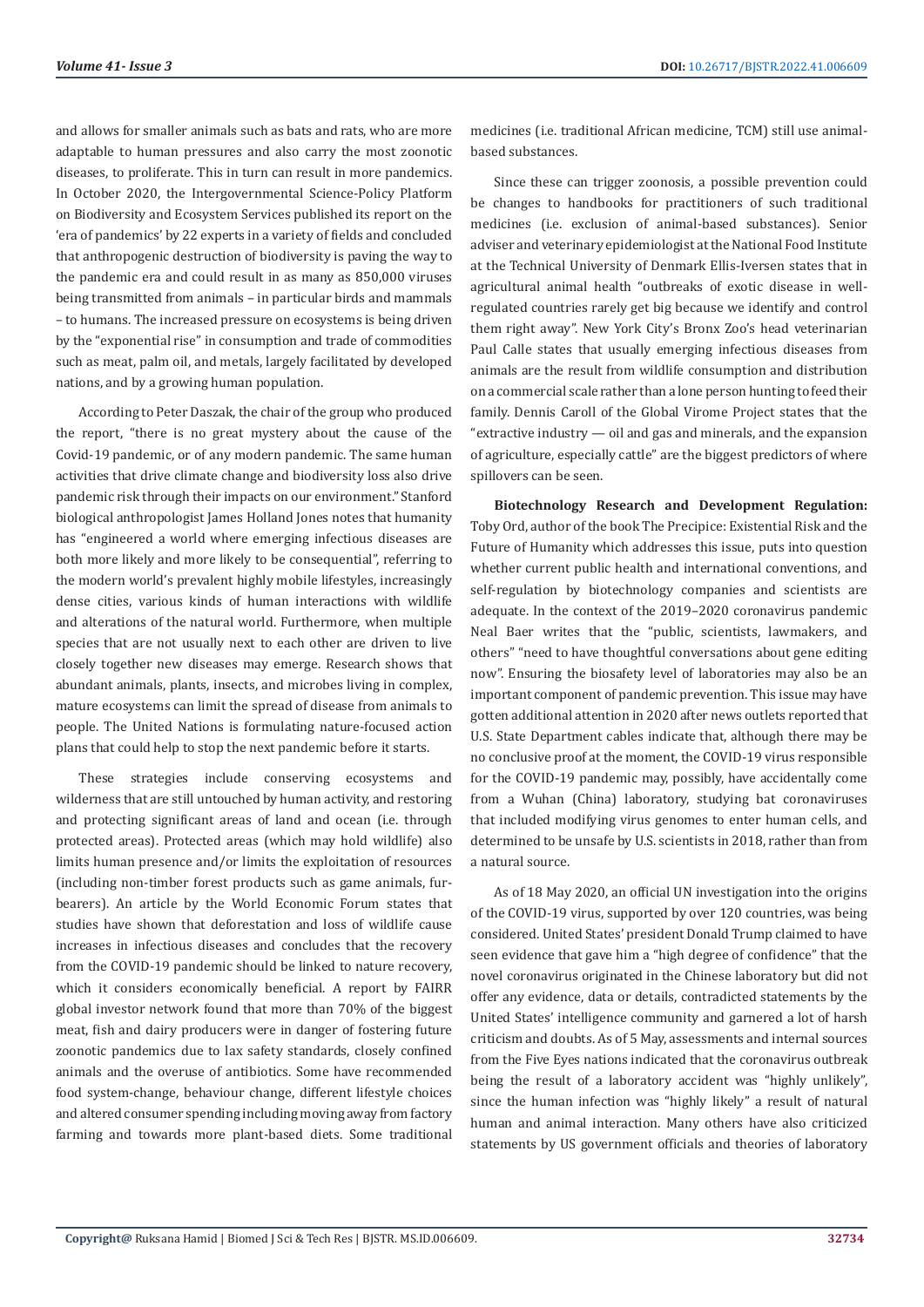and allows for smaller animals such as bats and rats, who are more adaptable to human pressures and also carry the most zoonotic diseases, to proliferate. This in turn can result in more pandemics. In October 2020, the Intergovernmental Science-Policy Platform on Biodiversity and Ecosystem Services published its report on the 'era of pandemics' by 22 experts in a variety of fields and concluded that anthropogenic destruction of biodiversity is paving the way to the pandemic era and could result in as many as 850,000 viruses being transmitted from animals – in particular birds and mammals – to humans. The increased pressure on ecosystems is being driven by the "exponential rise" in consumption and trade of commodities such as meat, palm oil, and metals, largely facilitated by developed nations, and by a growing human population.

According to Peter Daszak, the chair of the group who produced the report, "there is no great mystery about the cause of the Covid-19 pandemic, or of any modern pandemic. The same human activities that drive climate change and biodiversity loss also drive pandemic risk through their impacts on our environment." Stanford biological anthropologist James Holland Jones notes that humanity has "engineered a world where emerging infectious diseases are both more likely and more likely to be consequential", referring to the modern world's prevalent highly mobile lifestyles, increasingly dense cities, various kinds of human interactions with wildlife and alterations of the natural world. Furthermore, when multiple species that are not usually next to each other are driven to live closely together new diseases may emerge. Research shows that abundant animals, plants, insects, and microbes living in complex, mature ecosystems can limit the spread of disease from animals to people. The United Nations is formulating nature-focused action plans that could help to stop the next pandemic before it starts.

These strategies include conserving ecosystems and wilderness that are still untouched by human activity, and restoring and protecting significant areas of land and ocean (i.e. through protected areas). Protected areas (which may hold wildlife) also limits human presence and/or limits the exploitation of resources (including non-timber forest products such as game animals, fur-bearers). An article by the World Economic Forum states that studies have shown that deforestation and loss of wildlife cause increases in infectious diseases and concludes that the recovery from the COVID-19 pandemic should be linked to nature recovery, which it considers economically beneficial. A report by FAIRR global investor network found that more than 70% of the biggest meat, fish and dairy producers were in danger of fostering future zoonotic pandemics due to lax safety standards, closely confined animals and the overuse of antibiotics. Some have recommended food system-change, behaviour change, different lifestyle choices and altered consumer spending including moving away from factory farming and towards more plant-based diets. Some traditional medicines (i.e. traditional African medicine, TCM) still use animal-based substances.

Since these can trigger zoonosis, a possible prevention could be changes to handbooks for practitioners of such traditional medicines (i.e. exclusion of animal-based substances). Senior adviser and veterinary epidemiologist at the National Food Institute at the Technical University of Denmark Ellis-Iversen states that in agricultural animal health "outbreaks of exotic disease in well-regulated countries rarely get big because we identify and control them right away". New York City's Bronx Zoo's head veterinarian Paul Calle states that usually emerging infectious diseases from animals are the result from wildlife consumption and distribution on a commercial scale rather than a lone person hunting to feed their family. Dennis Caroll of the Global Virome Project states that the "extractive industry — oil and gas and minerals, and the expansion of agriculture, especially cattle" are the biggest predictors of where spillovers can be seen.

**Biotechnology Research and Development Regulation:** Toby Ord, author of the book The Precipice: Existential Risk and the Future of Humanity which addresses this issue, puts into question whether current public health and international conventions, and self-regulation by biotechnology companies and scientists are adequate. In the context of the 2019–2020 coronavirus pandemic Neal Baer writes that the "public, scientists, lawmakers, and others" "need to have thoughtful conversations about gene editing now". Ensuring the biosafety level of laboratories may also be an important component of pandemic prevention. This issue may have gotten additional attention in 2020 after news outlets reported that U.S. State Department cables indicate that, although there may be no conclusive proof at the moment, the COVID-19 virus responsible for the COVID-19 pandemic may, possibly, have accidentally come from a Wuhan (China) laboratory, studying bat coronaviruses that included modifying virus genomes to enter human cells, and determined to be unsafe by U.S. scientists in 2018, rather than from a natural source.

As of 18 May 2020, an official UN investigation into the origins of the COVID-19 virus, supported by over 120 countries, was being considered. United States' president Donald Trump claimed to have seen evidence that gave him a "high degree of confidence" that the novel coronavirus originated in the Chinese laboratory but did not offer any evidence, data or details, contradicted statements by the United States' intelligence community and garnered a lot of harsh criticism and doubts. As of 5 May, assessments and internal sources from the Five Eyes nations indicated that the coronavirus outbreak being the result of a laboratory accident was "highly unlikely", since the human infection was "highly likely" a result of natural human and animal interaction. Many others have also criticized statements by US government officials and theories of laboratory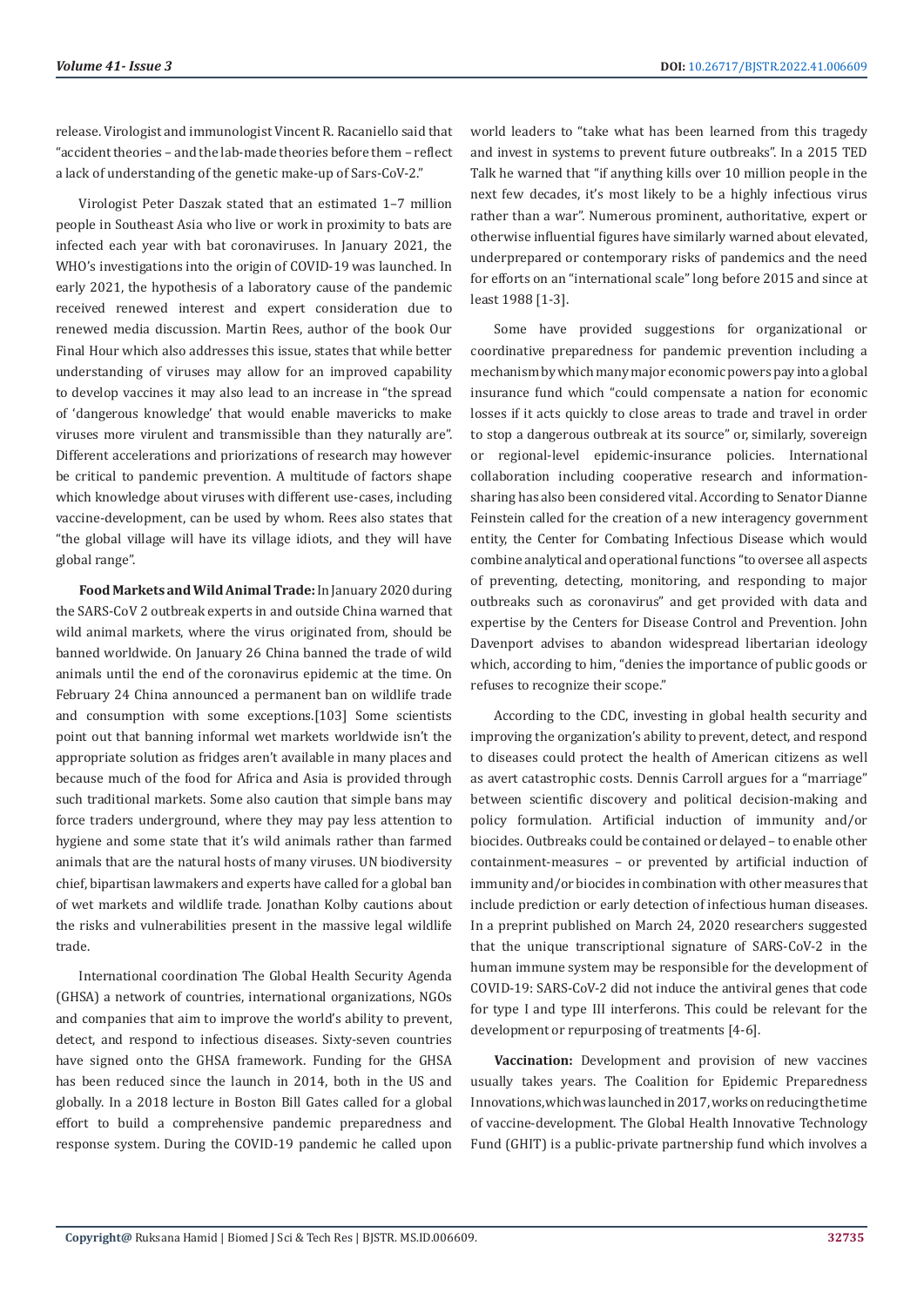release. Virologist and immunologist Vincent R. Racaniello said that "accident theories – and the lab-made theories before them – reflect a lack of understanding of the genetic make-up of Sars-CoV-2."

Virologist Peter Daszak stated that an estimated 1–7 million people in Southeast Asia who live or work in proximity to bats are infected each year with bat coronaviruses. In January 2021, the WHO's investigations into the origin of COVID-19 was launched. In early 2021, the hypothesis of a laboratory cause of the pandemic received renewed interest and expert consideration due to renewed media discussion. Martin Rees, author of the book Our Final Hour which also addresses this issue, states that while better understanding of viruses may allow for an improved capability to develop vaccines it may also lead to an increase in "the spread of 'dangerous knowledge' that would enable mavericks to make viruses more virulent and transmissible than they naturally are". Different accelerations and priorizations of research may however be critical to pandemic prevention. A multitude of factors shape which knowledge about viruses with different use-cases, including vaccine-development, can be used by whom. Rees also states that "the global village will have its village idiots, and they will have global range".

**Food Markets and Wild Animal Trade:** In January 2020 during the SARS-CoV 2 outbreak experts in and outside China warned that wild animal markets, where the virus originated from, should be banned worldwide. On January 26 China banned the trade of wild animals until the end of the coronavirus epidemic at the time. On February 24 China announced a permanent ban on wildlife trade and consumption with some exceptions.[103] Some scientists point out that banning informal wet markets worldwide isn't the appropriate solution as fridges aren't available in many places and because much of the food for Africa and Asia is provided through such traditional markets. Some also caution that simple bans may force traders underground, where they may pay less attention to hygiene and some state that it's wild animals rather than farmed animals that are the natural hosts of many viruses. UN biodiversity chief, bipartisan lawmakers and experts have called for a global ban of wet markets and wildlife trade. Jonathan Kolby cautions about the risks and vulnerabilities present in the massive legal wildlife trade.

International coordination The Global Health Security Agenda (GHSA) a network of countries, international organizations, NGOs and companies that aim to improve the world's ability to prevent, detect, and respond to infectious diseases. Sixty-seven countries have signed onto the GHSA framework. Funding for the GHSA has been reduced since the launch in 2014, both in the US and globally. In a 2018 lecture in Boston Bill Gates called for a global effort to build a comprehensive pandemic preparedness and response system. During the COVID-19 pandemic he called upon world leaders to "take what has been learned from this tragedy and invest in systems to prevent future outbreaks". In a 2015 TED Talk he warned that "if anything kills over 10 million people in the next few decades, it's most likely to be a highly infectious virus rather than a war". Numerous prominent, authoritative, expert or otherwise influential figures have similarly warned about elevated, underprepared or contemporary risks of pandemics and the need for efforts on an "international scale" long before 2015 and since at least 1988 [1-3].

Some have provided suggestions for organizational or coordinative preparedness for pandemic prevention including a mechanism by which many major economic powers pay into a global insurance fund which "could compensate a nation for economic losses if it acts quickly to close areas to trade and travel in order to stop a dangerous outbreak at its source" or, similarly, sovereign or regional-level epidemic-insurance policies. International collaboration including cooperative research and information-sharing has also been considered vital. According to Senator Dianne Feinstein called for the creation of a new interagency government entity, the Center for Combating Infectious Disease which would combine analytical and operational functions "to oversee all aspects of preventing, detecting, monitoring, and responding to major outbreaks such as coronavirus" and get provided with data and expertise by the Centers for Disease Control and Prevention. John Davenport advises to abandon widespread libertarian ideology which, according to him, "denies the importance of public goods or refuses to recognize their scope."

According to the CDC, investing in global health security and improving the organization's ability to prevent, detect, and respond to diseases could protect the health of American citizens as well as avert catastrophic costs. Dennis Carroll argues for a "marriage" between scientific discovery and political decision-making and policy formulation. Artificial induction of immunity and/or biocides. Outbreaks could be contained or delayed – to enable other containment-measures – or prevented by artificial induction of immunity and/or biocides in combination with other measures that include prediction or early detection of infectious human diseases. In a preprint published on March 24, 2020 researchers suggested that the unique transcriptional signature of SARS-CoV-2 in the human immune system may be responsible for the development of COVID-19: SARS-CoV-2 did not induce the antiviral genes that code for type I and type III interferons. This could be relevant for the development or repurposing of treatments [4-6].

**Vaccination:** Development and provision of new vaccines usually takes years. The Coalition for Epidemic Preparedness Innovations, which was launched in 2017, works on reducing the time of vaccine-development. The Global Health Innovative Technology Fund (GHIT) is a public-private partnership fund which involves a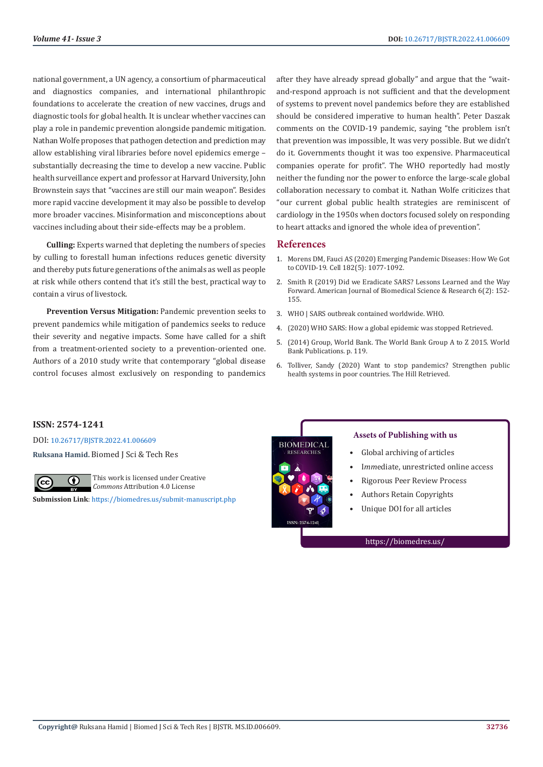national government, a UN agency, a consortium of pharmaceutical and diagnostics companies, and international philanthropic foundations to accelerate the creation of new vaccines, drugs and diagnostic tools for global health. It is unclear whether vaccines can play a role in pandemic prevention alongside pandemic mitigation. Nathan Wolfe proposes that pathogen detection and prediction may allow establishing viral libraries before novel epidemics emerge – substantially decreasing the time to develop a new vaccine. Public health surveillance expert and professor at Harvard University, John Brownstein says that "vaccines are still our main weapon". Besides more rapid vaccine development it may also be possible to develop more broader vaccines. Misinformation and misconceptions about vaccines including about their side-effects may be a problem.

**Culling:** Experts warned that depleting the numbers of species by culling to forestall human infections reduces genetic diversity and thereby puts future generations of the animals as well as people at risk while others contend that it's still the best, practical way to contain a virus of livestock.

**Prevention Versus Mitigation:** Pandemic prevention seeks to prevent pandemics while mitigation of pandemics seeks to reduce their severity and negative impacts. Some have called for a shift from a treatment-oriented society to a prevention-oriented one. Authors of a 2010 study write that contemporary "global disease control focuses almost exclusively on responding to pandemics after they have already spread globally" and argue that the "wait-and-respond approach is not sufficient and that the development of systems to prevent novel pandemics before they are established should be considered imperative to human health". Peter Daszak comments on the COVID-19 pandemic, saying "the problem isn't that prevention was impossible, It was very possible. But we didn't do it. Governments thought it was too expensive. Pharmaceutical companies operate for profit". The WHO reportedly had mostly neither the funding nor the power to enforce the large-scale global collaboration necessary to combat it. Nathan Wolfe criticizes that "our current global public health strategies are reminiscent of cardiology in the 1950s when doctors focused solely on responding to heart attacks and ignored the whole idea of prevention".

## References

1. Morens DM, Fauci AS (2020) Emerging Pandemic Diseases: How We Got to COVID-19. Cell 182(5): 1077-1092.
2. Smith R (2019) Did we Eradicate SARS? Lessons Learned and the Way Forward. American Journal of Biomedical Science & Research 6(2): 152-155.
3. WHO | SARS outbreak contained worldwide. WHO.
4. (2020) WHO SARS: How a global epidemic was stopped Retrieved.
5. (2014) Group, World Bank. The World Bank Group A to Z 2015. World Bank Publications. p. 119.
6. Tolliver, Sandy (2020) Want to stop pandemics? Strengthen public health systems in poor countries. The Hill Retrieved.

**ISSN: 2574-1241**

DOI: 10.26717/BJSTR.2022.41.006609

**Ruksana Hamid.** Biomed J Sci & Tech Res

This work is licensed under Creative *Commons* Attribution 4.0 License

**Submission Link**: https://biomedres.us/submit-manuscript.php

**Assets of Publishing with us**

- Global archiving of articles
- Immediate, unrestricted online access
- Rigorous Peer Review Process
- Authors Retain Copyrights
- Unique DOI for all articles

https://biomedres.us/